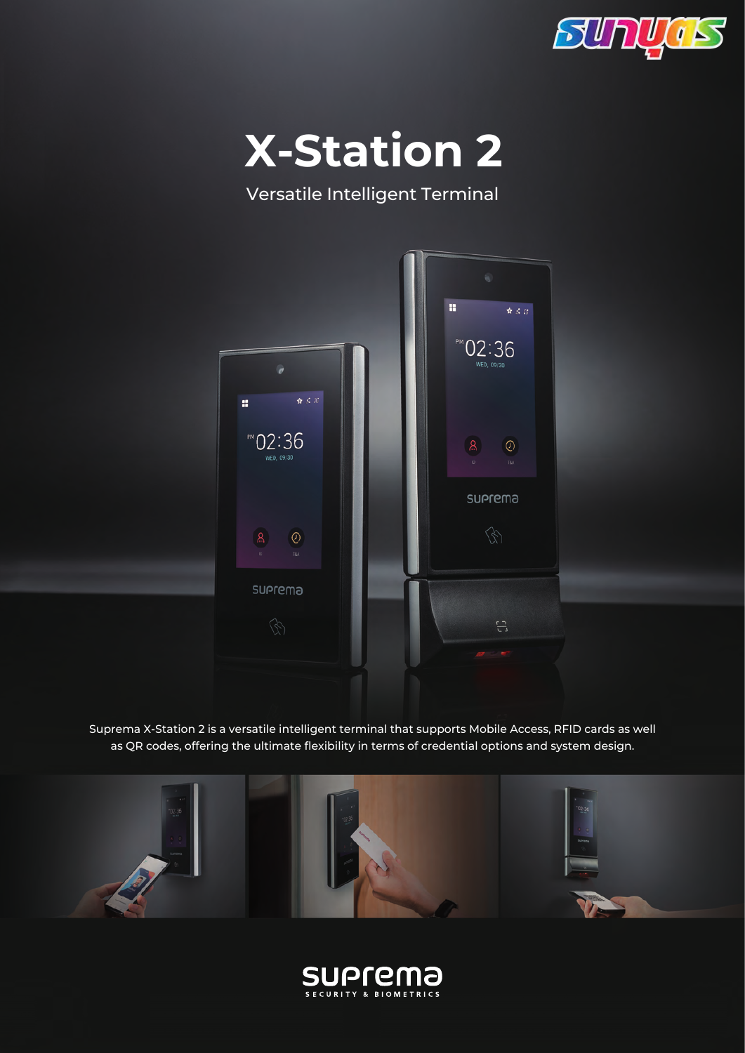# X-Station 2

Versatile Intelligent Terminal

Suprema X-Station 2 is a versatile intelligent terminal that supports Mobile Access, RFID cards as well as QR codes, offering the ultimate flexibility in terms of credential options and system design.

suprema
SECURITY & BIOMETRICS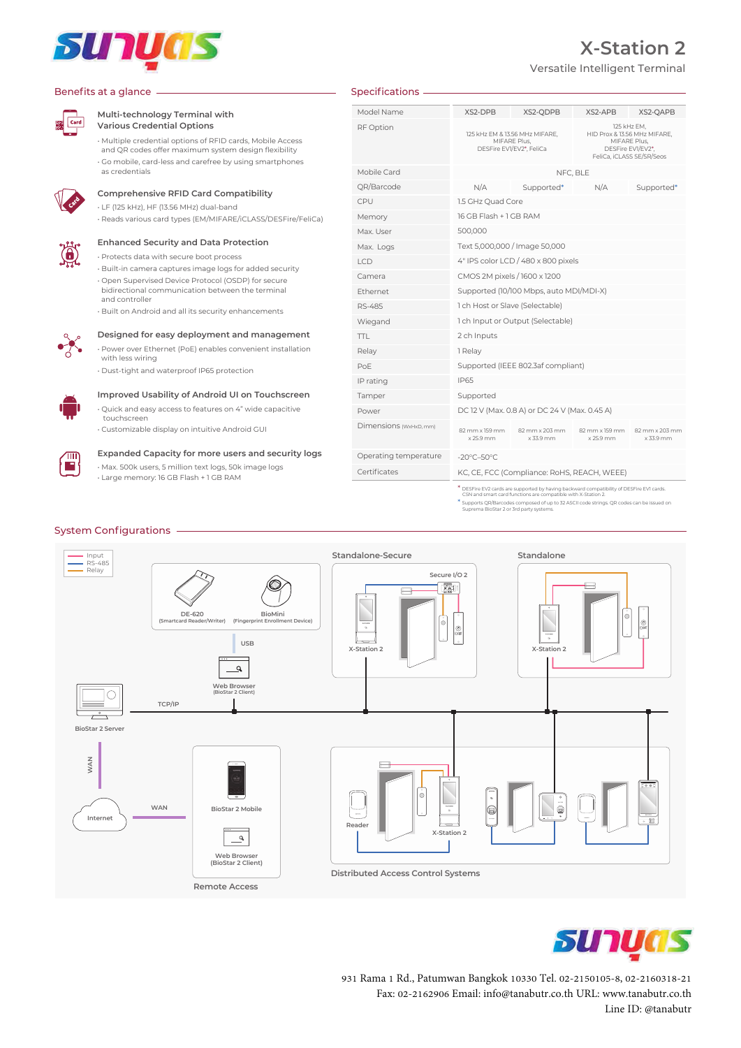# X-Station 2

Versatile Intelligent Terminal

## Benefits at a glance

### Multi-technology Terminal with Various Credential Options

- Multiple credential options of RFID cards, Mobile Access and QR codes offer maximum system design flexibility
- Go mobile, card-less and carefree by using smartphones as credentials

### Comprehensive RFID Card Compatibility

- LF (125 kHz), HF (13.56 MHz) dual-band
- Reads various card types (EM/MIFARE/iCLASS/DESFire/FeliCa)

### Enhanced Security and Data Protection

- Protects data with secure boot process
- Built-in camera captures image logs for added security
- Open Supervised Device Protocol (OSDP) for secure bidirectional communication between the terminal and controller
- Built on Android and all its security enhancements

### Designed for easy deployment and management

- Power over Ethernet (PoE) enables convenient installation with less wiring
- Dust-tight and waterproof IP65 protection

### Improved Usability of Android UI on Touchscreen

- Quick and easy access to features on 4" wide capacitive touchscreen
- Customizable display on intuitive Android GUI

### Expanded Capacity for more users and security logs

- Max. 500k users, 5 million text logs, 50k image logs
- Large memory: 16 GB Flash + 1 GB RAM

## Specifications

| Model Name | XS2-DPB | XS2-QDPB | XS2-APB | XS2-QAPB |
|---|---|---|---|---|
| RF Option | 125 kHz EM & 13.56 MHz MIFARE, MIFARE Plus, DESFire EV1/EV2*, FeliCa | | 125 kHz EM, HID Prox & 13.56 MHz MIFARE, MIFARE Plus, DESFire EV1/EV2*, FeliCa, iCLASS SE/SR/Seos | |
| Mobile Card | NFC, BLE | | | |
| QR/Barcode | N/A | Supported* | N/A | Supported* |
| CPU | 1.5 GHz Quad Core | | | |
| Memory | 16 GB Flash + 1 GB RAM | | | |
| Max. User | 500,000 | | | |
| Max. Logs | Text 5,000,000 / Image 50,000 | | | |
| LCD | 4" IPS color LCD / 480 x 800 pixels | | | |
| Camera | CMOS 2M pixels / 1600 x 1200 | | | |
| Ethernet | Supported (10/100 Mbps, auto MDI/MDI-X) | | | |
| RS-485 | 1 ch Host or Slave (Selectable) | | | |
| Wiegand | 1 ch Input or Output (Selectable) | | | |
| TTL | 2 ch Inputs | | | |
| Relay | 1 Relay | | | |
| PoE | Supported (IEEE 802.3af compliant) | | | |
| IP rating | IP65 | | | |
| Tamper | Supported | | | |
| Power | DC 12 V (Max. 0.8 A) or DC 24 V (Max. 0.45 A) | | | |
| Dimensions (WxHxD, mm) | 82 mm x 159 mm x 25.9 mm | 82 mm x 203 mm x 33.9 mm | 82 mm x 159 mm x 25.9 mm | 82 mm x 203 mm x 33.9 mm |
| Operating temperature | -20°C–50°C | | | |
| Certificates | KC, CE, FCC (Compliance: RoHS, REACH, WEEE) | | | |

\* DESFire EV2 cards are supported by having backward compatibility of DESFire EV1 cards. CSN and smart card functions are compatible with X-Station 2.

\* Supports QR/Barcodes composed of up to 32 ASCII code strings. QR codes can be issued on Suprema BioStar 2 or 3rd party systems.

## System Configurations

Input
RS-485
Relay

DE-620 (Smartcard Reader/Writer)
BioMini (Fingerprint Enrollment Device)
USB
Web Browser (BioStar 2 Client)
TCP/IP
BioStar 2 Server
WAN
Internet
WAN
BioStar 2 Mobile
Web Browser (BioStar 2 Client)
Remote Access

Standalone-Secure
Secure I/O 2
X-Station 2

Standalone
X-Station 2

Reader
X-Station 2
Distributed Access Control Systems

931 Rama 1 Rd., Patumwan Bangkok 10330 Tel. 02-2150105-8, 02-2160318-21
Fax: 02-2162906 Email: info@tanabutr.co.th URL: www.tanabutr.co.th
Line ID: @tanabutr